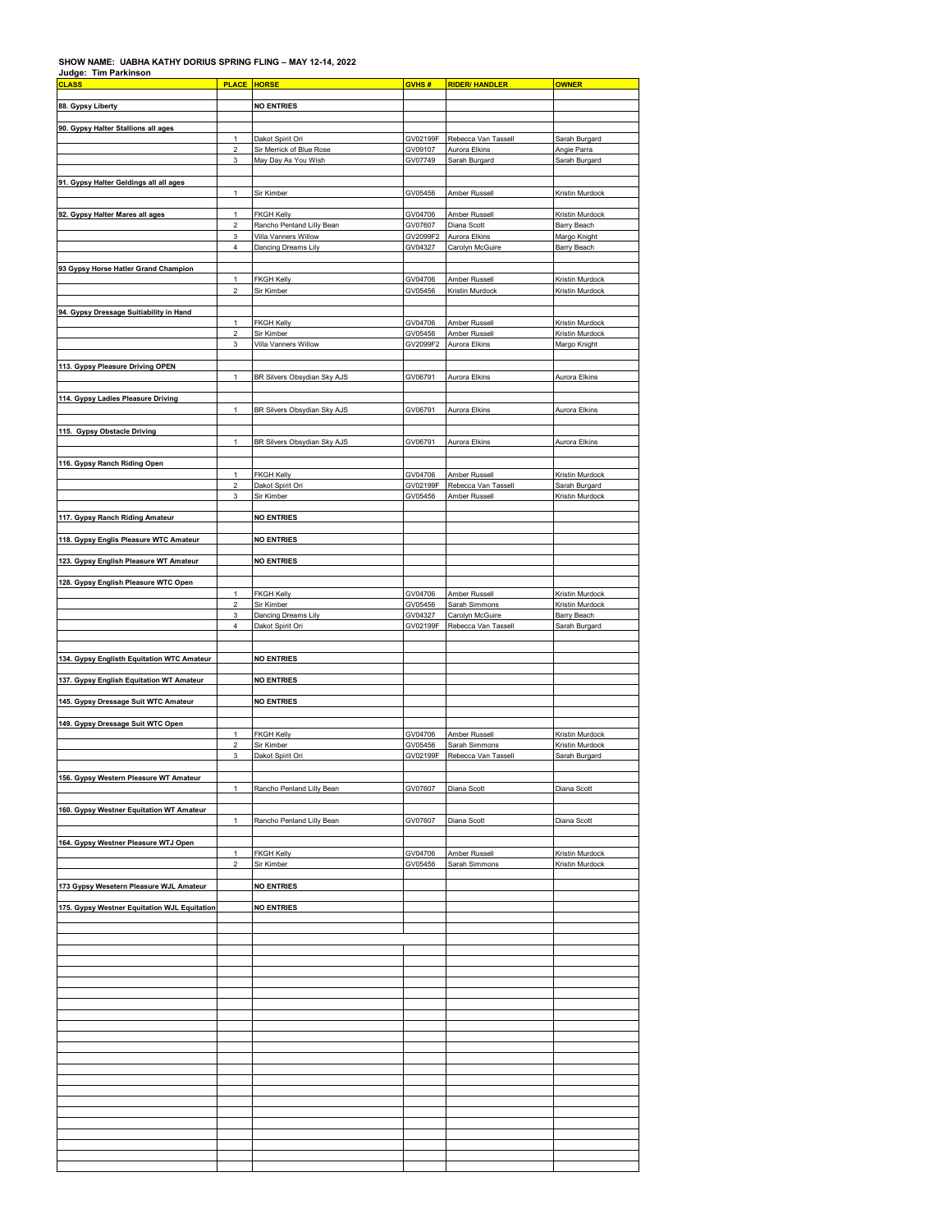**SHOW NAME: UABHA KATHY DORIUS SPRING FLING – MAY 12-14, 2022**

**Judge: Tim Parkinson**

| CLASS | PLACE | HORSE | GVHS # | RIDER/ HANDLER | OWNER |
|---|---|---|---|---|---|
| 88. Gypsy Liberty | | NO ENTRIES | | | |
| 90. Gypsy Halter Stallions all ages | | | | | |
| | 1 | Dakot Spirit Ori | GV02199F | Rebecca Van Tassell | Sarah Burgard |
| | 2 | Sir Merrick of Blue Rose | GV09107 | Aurora Elkins | Angie Parra |
| | 3 | May Day As You Wish | GV07749 | Sarah Burgard | Sarah Burgard |
| 91. Gypsy Halter Geldings all all ages | | | | | |
| | 1 | Sir Kimber | GV05456 | Amber Russell | Kristin Murdock |
| 92. Gypsy Halter Mares all ages | 1 | FKGH Kelly | GV04706 | Amber Russell | Kristin Murdock |
| | 2 | Rancho Penland Lilly Bean | GV07607 | Diana Scott | Barry Beach |
| | 3 | Villa Vanners Willow | GV2099F2 | Aurora Elkins | Margo Knight |
| | 4 | Dancing Dreams Lily | GV04327 | Carolyn McGuire | Barry Beach |
| 93 Gypsy Horse Hatler Grand Champion | | | | | |
| | 1 | FKGH Kelly | GV04706 | Amber Russell | Kristin Murdock |
| | 2 | Sir Kimber | GV05456 | Kristin Murdock | Kristin Murdock |
| 94. Gypsy Dressage Suitiability in Hand | | | | | |
| | 1 | FKGH Kelly | GV04706 | Amber Russell | Kristin Murdock |
| | 2 | Sir Kimber | GV05456 | Amber Russell | Kristin Murdock |
| | 3 | Villa Vanners Willow | GV2099F2 | Aurora Elkins | Margo Knight |
| 113. Gypsy Pleasure Driving OPEN | | | | | |
| | 1 | BR Silvers Obsydian Sky AJS | GV06791 | Aurora Elkins | Aurora Elkins |
| 114. Gypsy Ladies Pleasure Driving | | | | | |
| | 1 | BR Silvers Obsydian Sky AJS | GV06791 | Aurora Elkins | Aurora Elkins |
| 115. Gypsy Obstacle Driving | | | | | |
| | 1 | BR Silvers Obsydian Sky AJS | GV06791 | Aurora Elkins | Aurora Elkins |
| 116. Gypsy Ranch Riding Open | | | | | |
| | 1 | FKGH Kelly | GV04706 | Amber Russell | Kristin Murdock |
| | 2 | Dakot Spirit Ori | GV02199F | Rebecca Van Tassell | Sarah Burgard |
| | 3 | Sir Kimber | GV05456 | Amber Russell | Kristin Murdock |
| 117. Gypsy Ranch Riding Amateur | | NO ENTRIES | | | |
| 118. Gypsy Englis Pleasure WTC Amateur | | NO ENTRIES | | | |
| 123. Gypsy English Pleasure WT Amateur | | NO ENTRIES | | | |
| 128. Gypsy English Pleasure WTC Open | | | | | |
| | 1 | FKGH Kelly | GV04706 | Amber Russell | Kristin Murdock |
| | 2 | Sir Kimber | GV05456 | Sarah Simmons | Kristin Murdock |
| | 3 | Dancing Dreams Lily | GV04327 | Carolyn McGuire | Barry Beach |
| | 4 | Dakot Spirit Ori | GV02199F | Rebecca Van Tassell | Sarah Burgard |
| 134. Gypsy Englisth Equitation WTC Amateur | | NO ENTRIES | | | |
| 137. Gypsy English Equitation WT Amateur | | NO ENTRIES | | | |
| 145. Gypsy Dressage Suit WTC Amateur | | NO ENTRIES | | | |
| 149. Gypsy Dressage Suit WTC Open | | | | | |
| | 1 | FKGH Kelly | GV04706 | Amber Russell | Kristin Murdock |
| | 2 | Sir Kimber | GV05456 | Sarah Simmons | Kristin Murdock |
| | 3 | Dakot Spirit Ori | GV02199F | Rebecca Van Tassell | Sarah Burgard |
| 156. Gypsy Western Pleasure WT Amateur | | | | | |
| | 1 | Rancho Penland Lilly Bean | GV07607 | Diana Scott | Diana Scott |
| 160. Gypsy Westner Equitation WT Amateur | | | | | |
| | 1 | Rancho Penland Lilly Bean | GV07607 | Diana Scott | Diana Scott |
| 164. Gypsy Westner Pleasure WTJ Open | | | | | |
| | 1 | FKGH Kelly | GV04706 | Amber Russell | Kristin Murdock |
| | 2 | Sir Kimber | GV05456 | Sarah Simmons | Kristin Murdock |
| 173 Gypsy Wesetern Pleasure WJL Amateur | | NO ENTRIES | | | |
| 175. Gypsy Westner Equitation WJL Equitation | | NO ENTRIES | | | |